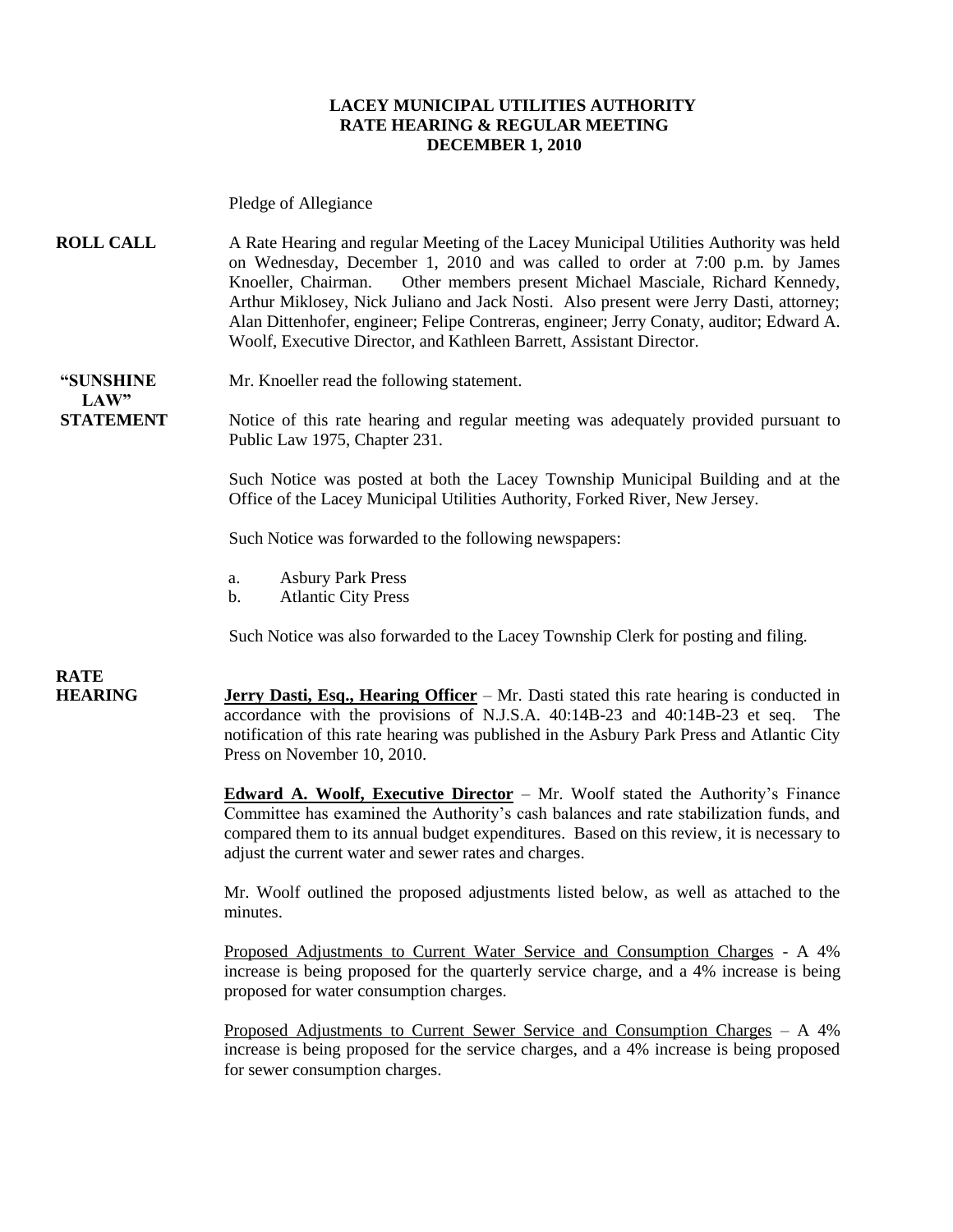**LACEY MUNICIPAL UTILITIES AUTHORITY**
**RATE HEARING & REGULAR MEETING**
**DECEMBER 1, 2010**

Pledge of Allegiance

**ROLL CALL** A Rate Hearing and regular Meeting of the Lacey Municipal Utilities Authority was held on Wednesday, December 1, 2010 and was called to order at 7:00 p.m. by James Knoeller, Chairman. Other members present Michael Masciale, Richard Kennedy, Arthur Miklosey, Nick Juliano and Jack Nosti. Also present were Jerry Dasti, attorney; Alan Dittenhofer, engineer; Felipe Contreras, engineer; Jerry Conaty, auditor; Edward A. Woolf, Executive Director, and Kathleen Barrett, Assistant Director.

**"SUNSHINE LAW" STATEMENT** Mr. Knoeller read the following statement.

Notice of this rate hearing and regular meeting was adequately provided pursuant to Public Law 1975, Chapter 231.

Such Notice was posted at both the Lacey Township Municipal Building and at the Office of the Lacey Municipal Utilities Authority, Forked River, New Jersey.

Such Notice was forwarded to the following newspapers:

a. Asbury Park Press
b. Atlantic City Press

Such Notice was also forwarded to the Lacey Township Clerk for posting and filing.

**RATE HEARING** **<u>Jerry Dasti, Esq., Hearing Officer</u>** – Mr. Dasti stated this rate hearing is conducted in accordance with the provisions of N.J.S.A. 40:14B-23 and 40:14B-23 et seq. The notification of this rate hearing was published in the Asbury Park Press and Atlantic City Press on November 10, 2010.

**<u>Edward A. Woolf, Executive Director</u>** – Mr. Woolf stated the Authority's Finance Committee has examined the Authority's cash balances and rate stabilization funds, and compared them to its annual budget expenditures. Based on this review, it is necessary to adjust the current water and sewer rates and charges.

Mr. Woolf outlined the proposed adjustments listed below, as well as attached to the minutes.

<u>Proposed Adjustments to Current Water Service and Consumption Charges</u> - A 4% increase is being proposed for the quarterly service charge, and a 4% increase is being proposed for water consumption charges.

<u>Proposed Adjustments to Current Sewer Service and Consumption Charges</u> – A 4% increase is being proposed for the service charges, and a 4% increase is being proposed for sewer consumption charges.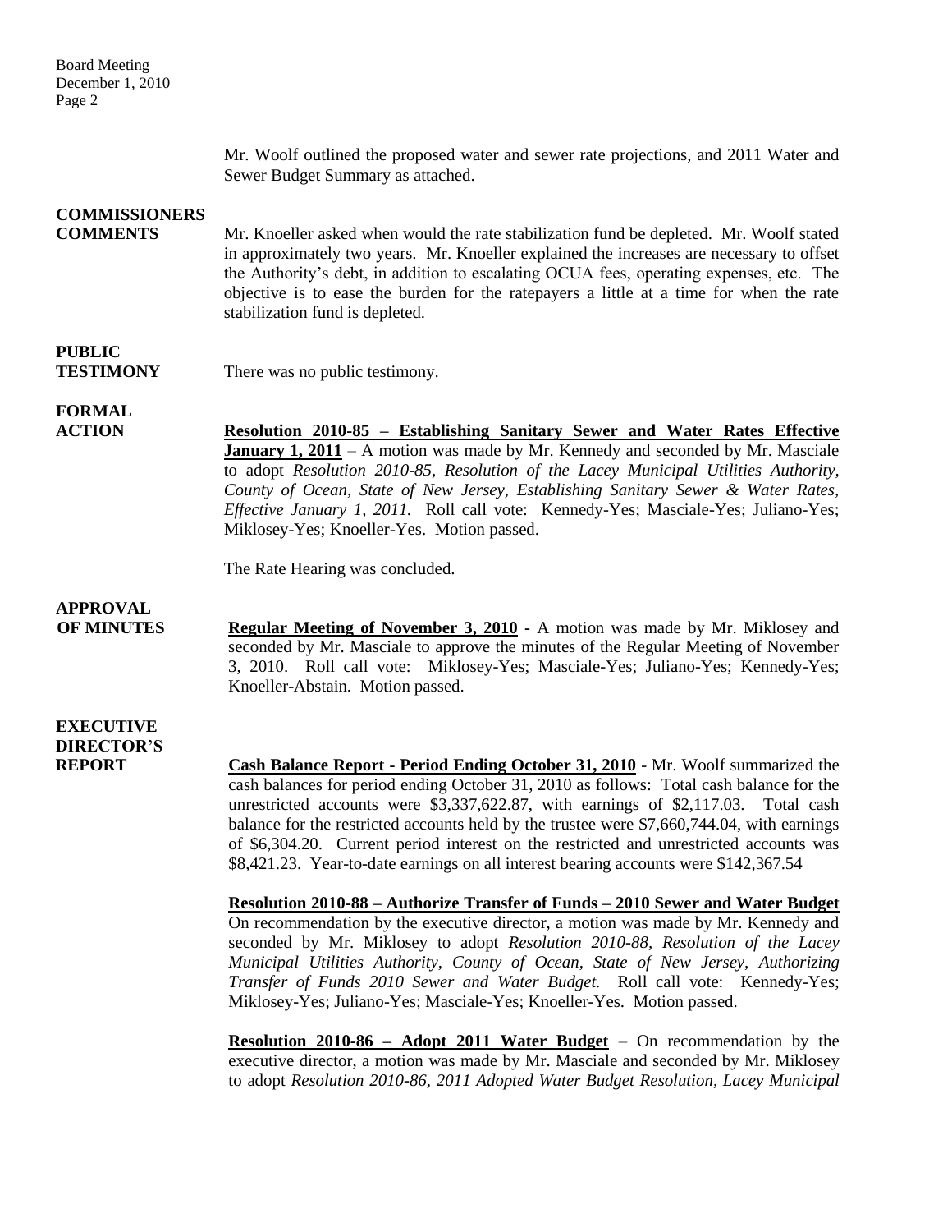Mr. Woolf outlined the proposed water and sewer rate projections, and 2011 Water and Sewer Budget Summary as attached.

**COMMISSIONERS COMMENTS**

Mr. Knoeller asked when would the rate stabilization fund be depleted. Mr. Woolf stated in approximately two years. Mr. Knoeller explained the increases are necessary to offset the Authority's debt, in addition to escalating OCUA fees, operating expenses, etc. The objective is to ease the burden for the ratepayers a little at a time for when the rate stabilization fund is depleted.

**PUBLIC TESTIMONY**

There was no public testimony.

**FORMAL ACTION**

**Resolution 2010-85 – Establishing Sanitary Sewer and Water Rates Effective January 1, 2011** – A motion was made by Mr. Kennedy and seconded by Mr. Masciale to adopt *Resolution 2010-85, Resolution of the Lacey Municipal Utilities Authority, County of Ocean, State of New Jersey, Establishing Sanitary Sewer & Water Rates, Effective January 1, 2011.* Roll call vote: Kennedy-Yes; Masciale-Yes; Juliano-Yes; Miklosey-Yes; Knoeller-Yes. Motion passed.

The Rate Hearing was concluded.

**APPROVAL OF MINUTES**

**Regular Meeting of November 3, 2010 -** A motion was made by Mr. Miklosey and seconded by Mr. Masciale to approve the minutes of the Regular Meeting of November 3, 2010. Roll call vote: Miklosey-Yes; Masciale-Yes; Juliano-Yes; Kennedy-Yes; Knoeller-Abstain. Motion passed.

**EXECUTIVE DIRECTOR'S REPORT**

**Cash Balance Report - Period Ending October 31, 2010** - Mr. Woolf summarized the cash balances for period ending October 31, 2010 as follows: Total cash balance for the unrestricted accounts were $3,337,622.87, with earnings of $2,117.03. Total cash balance for the restricted accounts held by the trustee were $7,660,744.04, with earnings of $6,304.20. Current period interest on the restricted and unrestricted accounts was $8,421.23. Year-to-date earnings on all interest bearing accounts were $142,367.54

**Resolution 2010-88 – Authorize Transfer of Funds – 2010 Sewer and Water Budget** On recommendation by the executive director, a motion was made by Mr. Kennedy and seconded by Mr. Miklosey to adopt *Resolution 2010-88, Resolution of the Lacey Municipal Utilities Authority, County of Ocean, State of New Jersey, Authorizing Transfer of Funds 2010 Sewer and Water Budget.* Roll call vote: Kennedy-Yes; Miklosey-Yes; Juliano-Yes; Masciale-Yes; Knoeller-Yes. Motion passed.

**Resolution 2010-86 – Adopt 2011 Water Budget** – On recommendation by the executive director, a motion was made by Mr. Masciale and seconded by Mr. Miklosey to adopt *Resolution 2010-86, 2011 Adopted Water Budget Resolution, Lacey Municipal*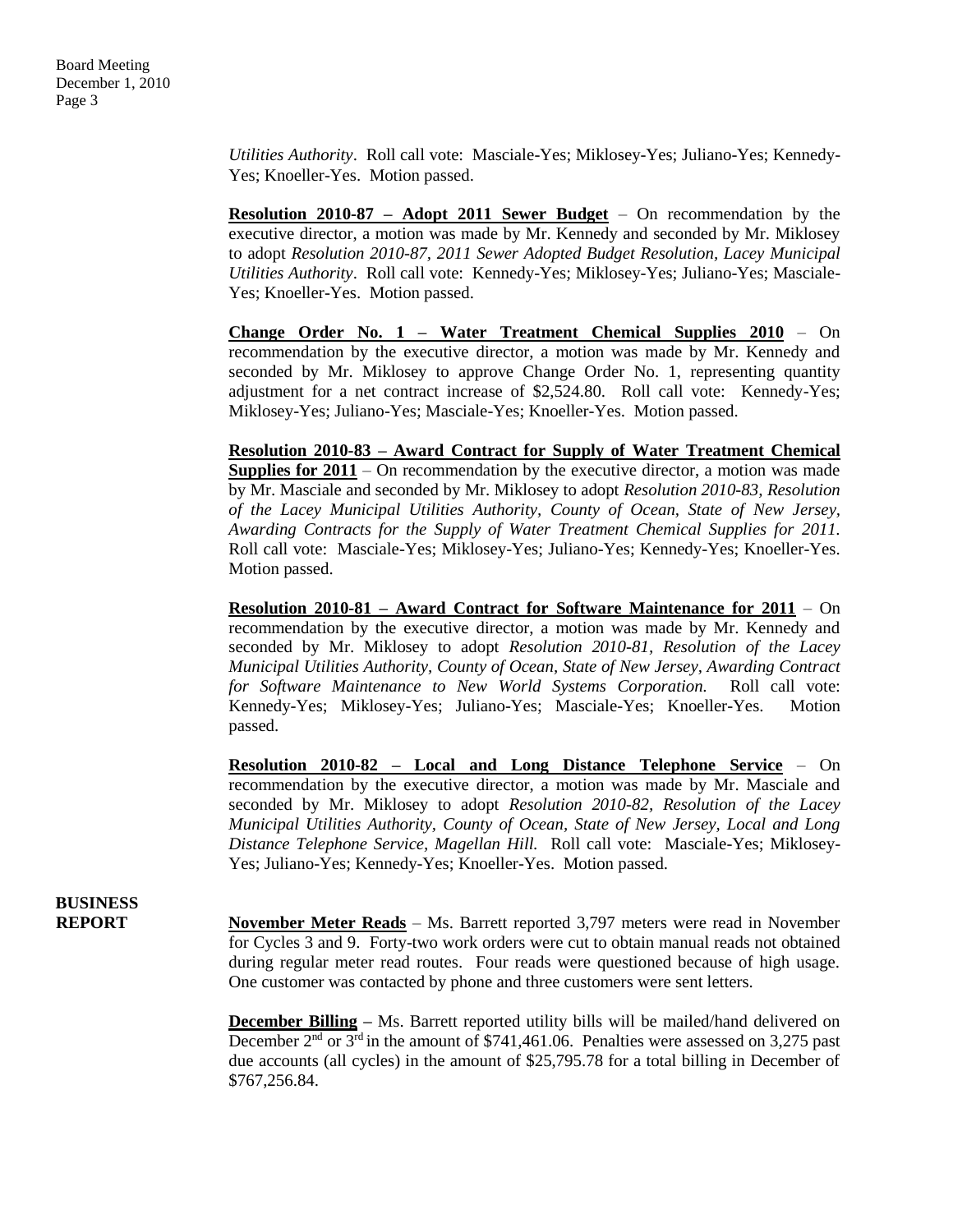*Utilities Authority*. Roll call vote: Masciale-Yes; Miklosey-Yes; Juliano-Yes; Kennedy-Yes; Knoeller-Yes. Motion passed.

**Resolution 2010-87 – Adopt 2011 Sewer Budget** – On recommendation by the executive director, a motion was made by Mr. Kennedy and seconded by Mr. Miklosey to adopt *Resolution 2010-87, 2011 Sewer Adopted Budget Resolution, Lacey Municipal Utilities Authority*. Roll call vote: Kennedy-Yes; Miklosey-Yes; Juliano-Yes; Masciale-Yes; Knoeller-Yes. Motion passed.

**Change Order No. 1 – Water Treatment Chemical Supplies 2010** – On recommendation by the executive director, a motion was made by Mr. Kennedy and seconded by Mr. Miklosey to approve Change Order No. 1, representing quantity adjustment for a net contract increase of $2,524.80. Roll call vote: Kennedy-Yes; Miklosey-Yes; Juliano-Yes; Masciale-Yes; Knoeller-Yes. Motion passed.

**Resolution 2010-83 – Award Contract for Supply of Water Treatment Chemical Supplies for 2011** – On recommendation by the executive director, a motion was made by Mr. Masciale and seconded by Mr. Miklosey to adopt *Resolution 2010-83, Resolution of the Lacey Municipal Utilities Authority, County of Ocean, State of New Jersey, Awarding Contracts for the Supply of Water Treatment Chemical Supplies for 2011.* Roll call vote: Masciale-Yes; Miklosey-Yes; Juliano-Yes; Kennedy-Yes; Knoeller-Yes. Motion passed.

**Resolution 2010-81 – Award Contract for Software Maintenance for 2011** – On recommendation by the executive director, a motion was made by Mr. Kennedy and seconded by Mr. Miklosey to adopt *Resolution 2010-81, Resolution of the Lacey Municipal Utilities Authority, County of Ocean, State of New Jersey, Awarding Contract for Software Maintenance to New World Systems Corporation.* Roll call vote: Kennedy-Yes; Miklosey-Yes; Juliano-Yes; Masciale-Yes; Knoeller-Yes. Motion passed.

**Resolution 2010-82 – Local and Long Distance Telephone Service** – On recommendation by the executive director, a motion was made by Mr. Masciale and seconded by Mr. Miklosey to adopt *Resolution 2010-82, Resolution of the Lacey Municipal Utilities Authority, County of Ocean, State of New Jersey, Local and Long Distance Telephone Service, Magellan Hill.* Roll call vote: Masciale-Yes; Miklosey-Yes; Juliano-Yes; Kennedy-Yes; Knoeller-Yes. Motion passed.

**BUSINESS REPORT**

**November Meter Reads** – Ms. Barrett reported 3,797 meters were read in November for Cycles 3 and 9. Forty-two work orders were cut to obtain manual reads not obtained during regular meter read routes. Four reads were questioned because of high usage. One customer was contacted by phone and three customers were sent letters.

**December Billing** – Ms. Barrett reported utility bills will be mailed/hand delivered on December 2nd or 3rd in the amount of $741,461.06. Penalties were assessed on 3,275 past due accounts (all cycles) in the amount of $25,795.78 for a total billing in December of $767,256.84.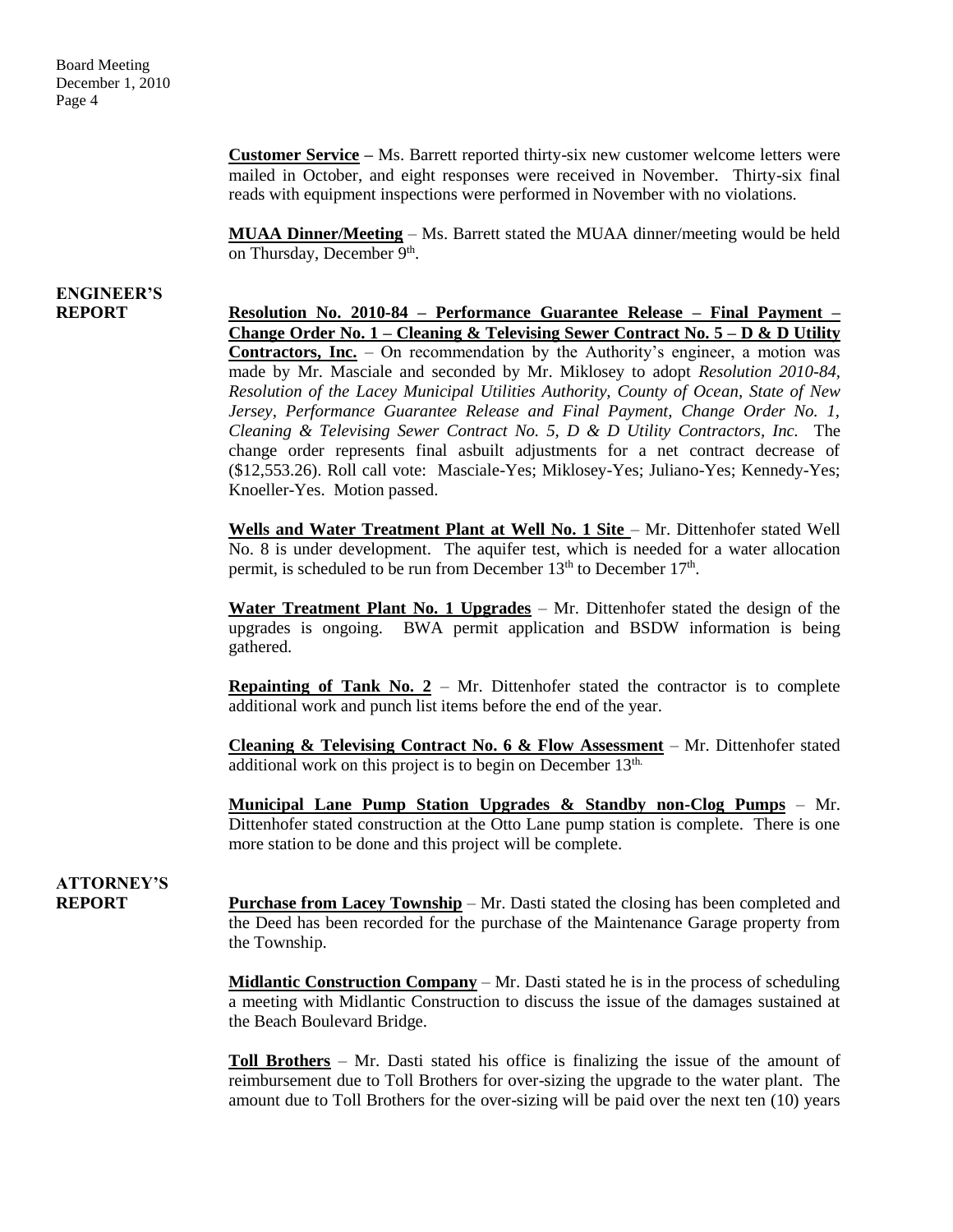**Customer Service** – Ms. Barrett reported thirty-six new customer welcome letters were mailed in October, and eight responses were received in November. Thirty-six final reads with equipment inspections were performed in November with no violations.

**MUAA Dinner/Meeting** – Ms. Barrett stated the MUAA dinner/meeting would be held on Thursday, December 9th.

## ENGINEER'S REPORT

**Resolution No. 2010-84 – Performance Guarantee Release – Final Payment – Change Order No. 1 – Cleaning & Televising Sewer Contract No. 5 – D & D Utility Contractors, Inc.** – On recommendation by the Authority's engineer, a motion was made by Mr. Masciale and seconded by Mr. Miklosey to adopt *Resolution 2010-84, Resolution of the Lacey Municipal Utilities Authority, County of Ocean, State of New Jersey, Performance Guarantee Release and Final Payment, Change Order No. 1, Cleaning & Televising Sewer Contract No. 5, D & D Utility Contractors, Inc.* The change order represents final asbuilt adjustments for a net contract decrease of ($12,553.26). Roll call vote: Masciale-Yes; Miklosey-Yes; Juliano-Yes; Kennedy-Yes; Knoeller-Yes. Motion passed.

**Wells and Water Treatment Plant at Well No. 1 Site** – Mr. Dittenhofer stated Well No. 8 is under development. The aquifer test, which is needed for a water allocation permit, is scheduled to be run from December 13th to December 17th.

**Water Treatment Plant No. 1 Upgrades** – Mr. Dittenhofer stated the design of the upgrades is ongoing. BWA permit application and BSDW information is being gathered.

**Repainting of Tank No. 2** – Mr. Dittenhofer stated the contractor is to complete additional work and punch list items before the end of the year.

**Cleaning & Televising Contract No. 6 & Flow Assessment** – Mr. Dittenhofer stated additional work on this project is to begin on December 13th.

**Municipal Lane Pump Station Upgrades & Standby non-Clog Pumps** – Mr. Dittenhofer stated construction at the Otto Lane pump station is complete. There is one more station to be done and this project will be complete.

## ATTORNEY'S REPORT

**Purchase from Lacey Township** – Mr. Dasti stated the closing has been completed and the Deed has been recorded for the purchase of the Maintenance Garage property from the Township.

**Midlantic Construction Company** – Mr. Dasti stated he is in the process of scheduling a meeting with Midlantic Construction to discuss the issue of the damages sustained at the Beach Boulevard Bridge.

**Toll Brothers** – Mr. Dasti stated his office is finalizing the issue of the amount of reimbursement due to Toll Brothers for over-sizing the upgrade to the water plant. The amount due to Toll Brothers for the over-sizing will be paid over the next ten (10) years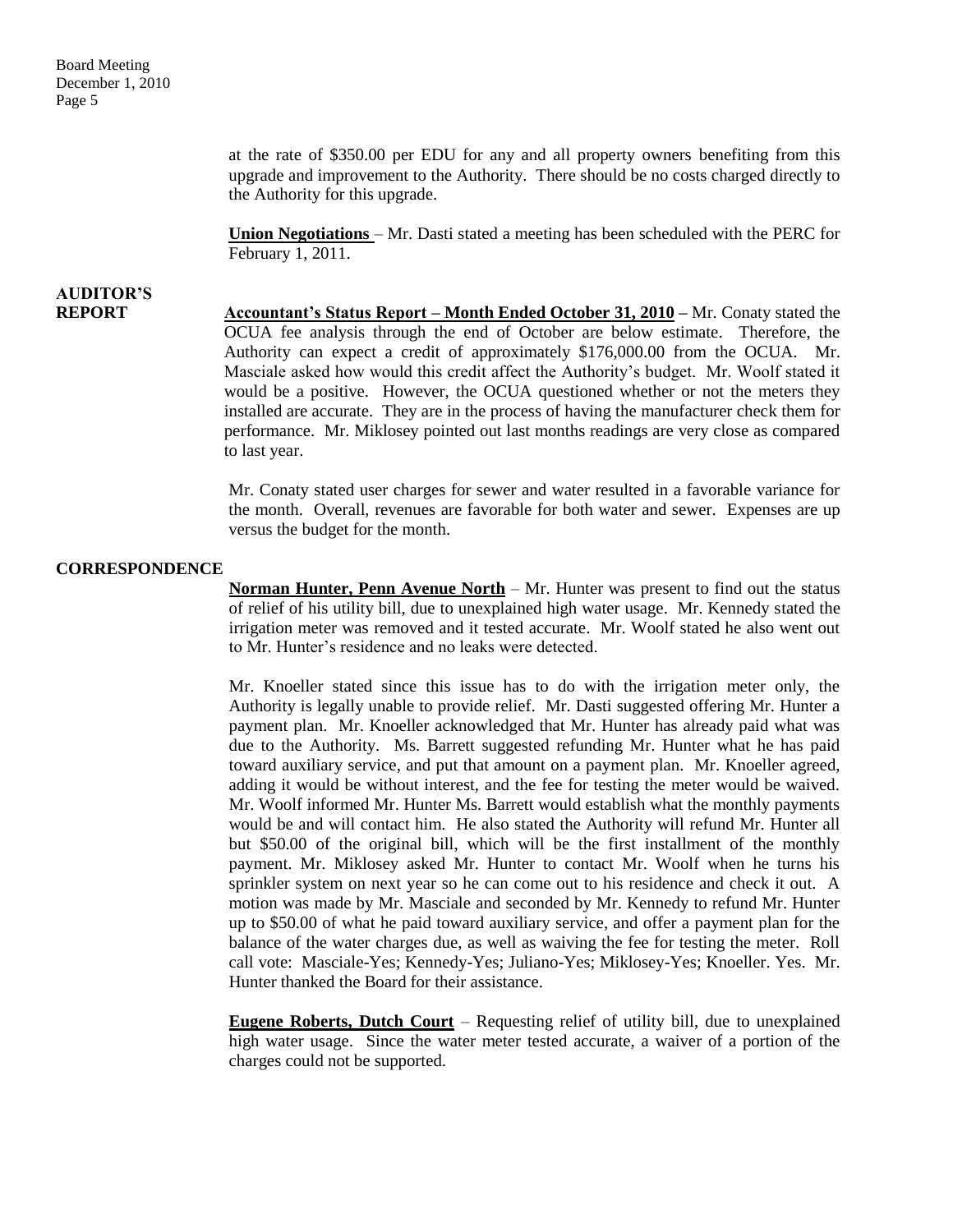at the rate of $350.00 per EDU for any and all property owners benefiting from this upgrade and improvement to the Authority. There should be no costs charged directly to the Authority for this upgrade.

**Union Negotiations** – Mr. Dasti stated a meeting has been scheduled with the PERC for February 1, 2011.

**AUDITOR'S REPORT**

**Accountant's Status Report – Month Ended October 31, 2010 –** Mr. Conaty stated the OCUA fee analysis through the end of October are below estimate. Therefore, the Authority can expect a credit of approximately $176,000.00 from the OCUA. Mr. Masciale asked how would this credit affect the Authority's budget. Mr. Woolf stated it would be a positive. However, the OCUA questioned whether or not the meters they installed are accurate. They are in the process of having the manufacturer check them for performance. Mr. Miklosey pointed out last months readings are very close as compared to last year.

Mr. Conaty stated user charges for sewer and water resulted in a favorable variance for the month. Overall, revenues are favorable for both water and sewer. Expenses are up versus the budget for the month.

**CORRESPONDENCE**

**Norman Hunter, Penn Avenue North** – Mr. Hunter was present to find out the status of relief of his utility bill, due to unexplained high water usage. Mr. Kennedy stated the irrigation meter was removed and it tested accurate. Mr. Woolf stated he also went out to Mr. Hunter's residence and no leaks were detected.

Mr. Knoeller stated since this issue has to do with the irrigation meter only, the Authority is legally unable to provide relief. Mr. Dasti suggested offering Mr. Hunter a payment plan. Mr. Knoeller acknowledged that Mr. Hunter has already paid what was due to the Authority. Ms. Barrett suggested refunding Mr. Hunter what he has paid toward auxiliary service, and put that amount on a payment plan. Mr. Knoeller agreed, adding it would be without interest, and the fee for testing the meter would be waived. Mr. Woolf informed Mr. Hunter Ms. Barrett would establish what the monthly payments would be and will contact him. He also stated the Authority will refund Mr. Hunter all but $50.00 of the original bill, which will be the first installment of the monthly payment. Mr. Miklosey asked Mr. Hunter to contact Mr. Woolf when he turns his sprinkler system on next year so he can come out to his residence and check it out. A motion was made by Mr. Masciale and seconded by Mr. Kennedy to refund Mr. Hunter up to $50.00 of what he paid toward auxiliary service, and offer a payment plan for the balance of the water charges due, as well as waiving the fee for testing the meter. Roll call vote: Masciale-Yes; Kennedy-Yes; Juliano-Yes; Miklosey-Yes; Knoeller. Yes. Mr. Hunter thanked the Board for their assistance.

**Eugene Roberts, Dutch Court** – Requesting relief of utility bill, due to unexplained high water usage. Since the water meter tested accurate, a waiver of a portion of the charges could not be supported.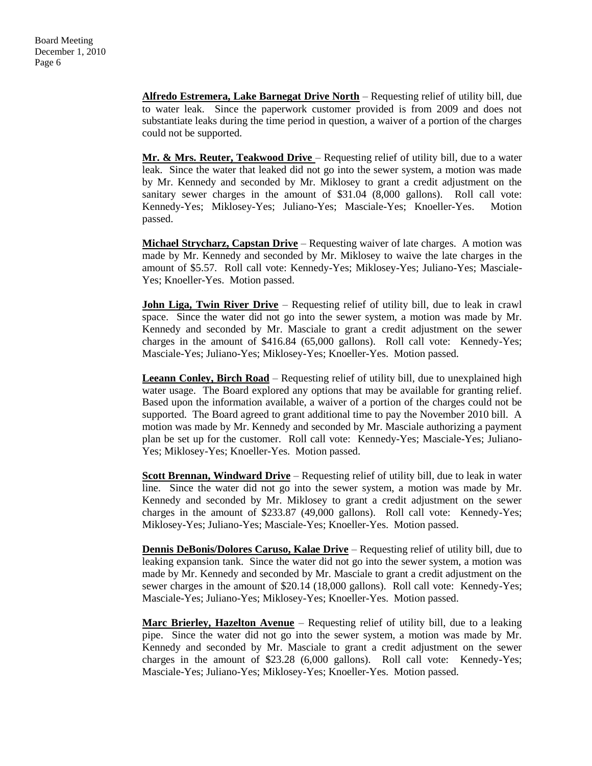**Alfredo Estremera, Lake Barnegat Drive North** – Requesting relief of utility bill, due to water leak. Since the paperwork customer provided is from 2009 and does not substantiate leaks during the time period in question, a waiver of a portion of the charges could not be supported.

**Mr. & Mrs. Reuter, Teakwood Drive** – Requesting relief of utility bill, due to a water leak. Since the water that leaked did not go into the sewer system, a motion was made by Mr. Kennedy and seconded by Mr. Miklosey to grant a credit adjustment on the sanitary sewer charges in the amount of $31.04 (8,000 gallons). Roll call vote: Kennedy-Yes; Miklosey-Yes; Juliano-Yes; Masciale-Yes; Knoeller-Yes. Motion passed.

**Michael Strycharz, Capstan Drive** – Requesting waiver of late charges. A motion was made by Mr. Kennedy and seconded by Mr. Miklosey to waive the late charges in the amount of $5.57. Roll call vote: Kennedy-Yes; Miklosey-Yes; Juliano-Yes; Masciale-Yes; Knoeller-Yes. Motion passed.

**John Liga, Twin River Drive** – Requesting relief of utility bill, due to leak in crawl space. Since the water did not go into the sewer system, a motion was made by Mr. Kennedy and seconded by Mr. Masciale to grant a credit adjustment on the sewer charges in the amount of $416.84 (65,000 gallons). Roll call vote: Kennedy-Yes; Masciale-Yes; Juliano-Yes; Miklosey-Yes; Knoeller-Yes. Motion passed.

**Leeann Conley, Birch Road** – Requesting relief of utility bill, due to unexplained high water usage. The Board explored any options that may be available for granting relief. Based upon the information available, a waiver of a portion of the charges could not be supported. The Board agreed to grant additional time to pay the November 2010 bill. A motion was made by Mr. Kennedy and seconded by Mr. Masciale authorizing a payment plan be set up for the customer. Roll call vote: Kennedy-Yes; Masciale-Yes; Juliano-Yes; Miklosey-Yes; Knoeller-Yes. Motion passed.

**Scott Brennan, Windward Drive** – Requesting relief of utility bill, due to leak in water line. Since the water did not go into the sewer system, a motion was made by Mr. Kennedy and seconded by Mr. Miklosey to grant a credit adjustment on the sewer charges in the amount of $233.87 (49,000 gallons). Roll call vote: Kennedy-Yes; Miklosey-Yes; Juliano-Yes; Masciale-Yes; Knoeller-Yes. Motion passed.

**Dennis DeBonis/Dolores Caruso, Kalae Drive** – Requesting relief of utility bill, due to leaking expansion tank. Since the water did not go into the sewer system, a motion was made by Mr. Kennedy and seconded by Mr. Masciale to grant a credit adjustment on the sewer charges in the amount of $20.14 (18,000 gallons). Roll call vote: Kennedy-Yes; Masciale-Yes; Juliano-Yes; Miklosey-Yes; Knoeller-Yes. Motion passed.

**Marc Brierley, Hazelton Avenue** – Requesting relief of utility bill, due to a leaking pipe. Since the water did not go into the sewer system, a motion was made by Mr. Kennedy and seconded by Mr. Masciale to grant a credit adjustment on the sewer charges in the amount of $23.28 (6,000 gallons). Roll call vote: Kennedy-Yes; Masciale-Yes; Juliano-Yes; Miklosey-Yes; Knoeller-Yes. Motion passed.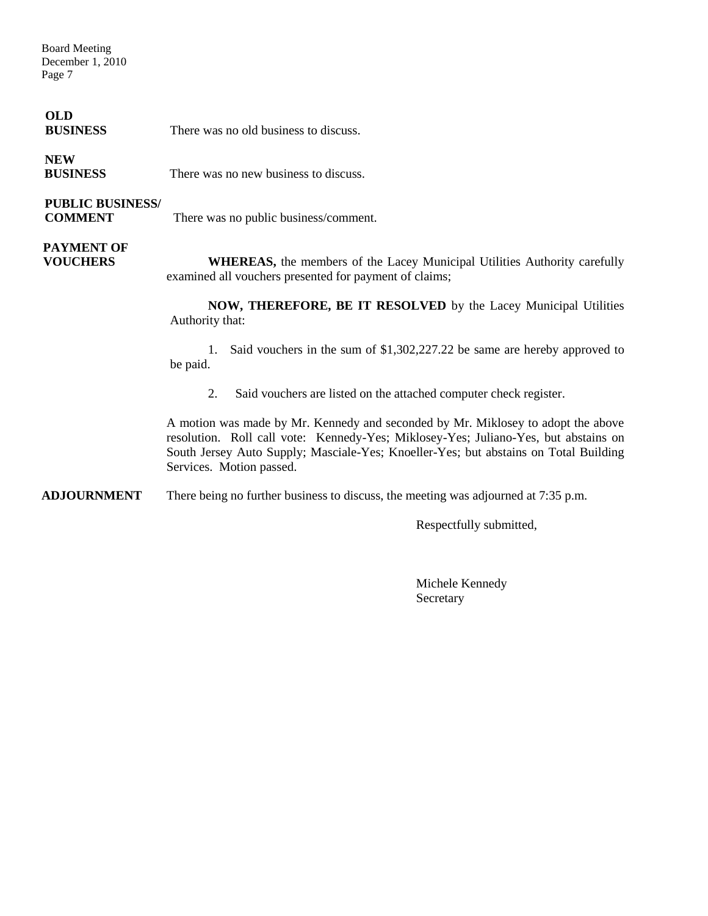**OLD BUSINESS** There was no old business to discuss.

**NEW BUSINESS** There was no new business to discuss.

**PUBLIC BUSINESS/ COMMENT** There was no public business/comment.

**PAYMENT OF VOUCHERS**

**WHEREAS,** the members of the Lacey Municipal Utilities Authority carefully examined all vouchers presented for payment of claims;

**NOW, THEREFORE, BE IT RESOLVED** by the Lacey Municipal Utilities Authority that:

1. Said vouchers in the sum of $1,302,227.22 be same are hereby approved to be paid.
2. Said vouchers are listed on the attached computer check register.

A motion was made by Mr. Kennedy and seconded by Mr. Miklosey to adopt the above resolution. Roll call vote: Kennedy-Yes; Miklosey-Yes; Juliano-Yes, but abstains on South Jersey Auto Supply; Masciale-Yes; Knoeller-Yes; but abstains on Total Building Services. Motion passed.

**ADJOURNMENT** There being no further business to discuss, the meeting was adjourned at 7:35 p.m.

Respectfully submitted,

Michele Kennedy
Secretary